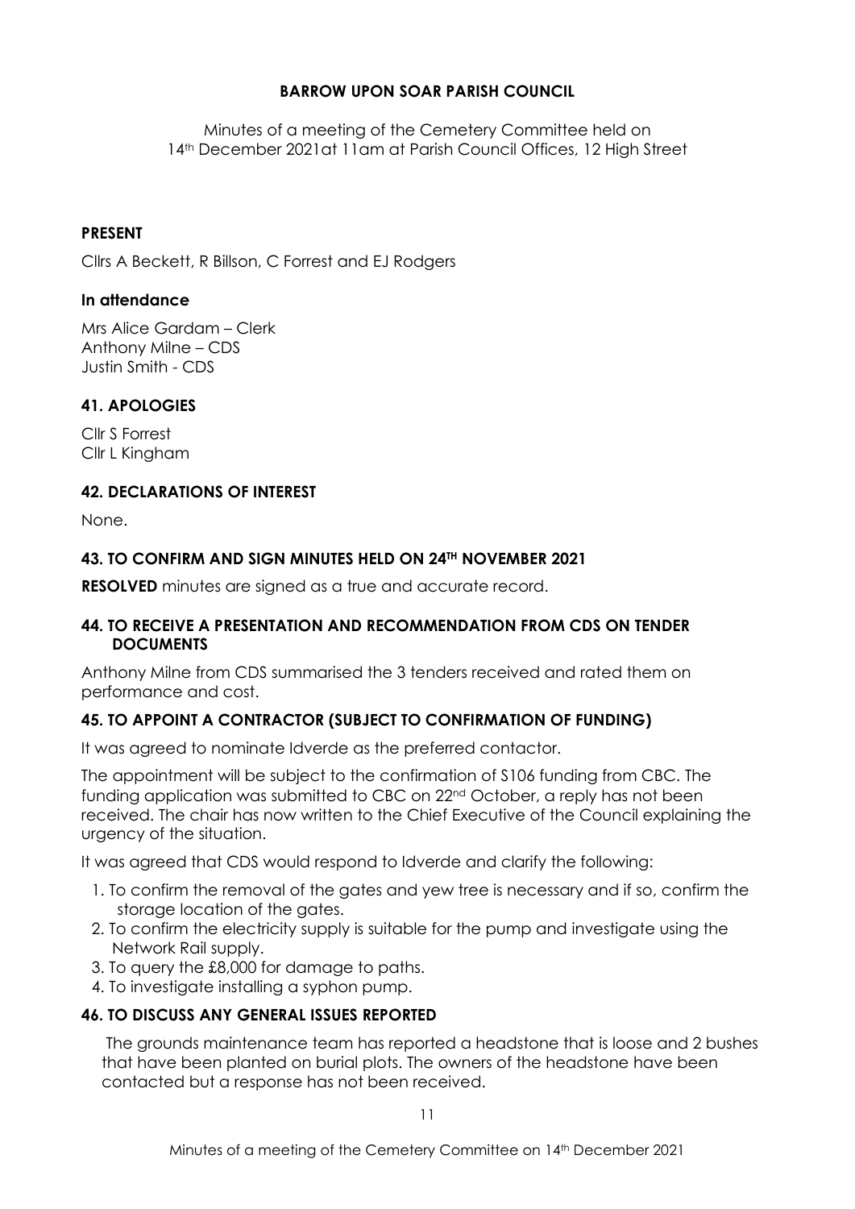**BARROW UPON SOAR PARISH COUNCIL**

Minutes of a meeting of the Cemetery Committee held on 14th December 2021at 11am at Parish Council Offices, 12 High Street

**PRESENT**

Cllrs A Beckett, R Billson, C Forrest and EJ Rodgers

**In attendance**

Mrs Alice Gardam – Clerk
Anthony Milne – CDS
Justin Smith - CDS

**41. APOLOGIES**

Cllr S Forrest
Cllr L Kingham

**42. DECLARATIONS OF INTEREST**

None.

**43. TO CONFIRM AND SIGN MINUTES HELD ON 24TH NOVEMBER 2021**

**RESOLVED** minutes are signed as a true and accurate record.

**44. TO RECEIVE A PRESENTATION AND RECOMMENDATION FROM CDS ON TENDER DOCUMENTS**

Anthony Milne from CDS summarised the 3 tenders received and rated them on performance and cost.

**45. TO APPOINT A CONTRACTOR (SUBJECT TO CONFIRMATION OF FUNDING)**

It was agreed to nominate Idverde as the preferred contactor.

The appointment will be subject to the confirmation of S106 funding from CBC. The funding application was submitted to CBC on 22nd October, a reply has not been received. The chair has now written to the Chief Executive of the Council explaining the urgency of the situation.

It was agreed that CDS would respond to Idverde and clarify the following:

1. To confirm the removal of the gates and yew tree is necessary and if so, confirm the storage location of the gates.
2. To confirm the electricity supply is suitable for the pump and investigate using the Network Rail supply.
3. To query the £8,000 for damage to paths.
4. To investigate installing a syphon pump.

**46. TO DISCUSS ANY GENERAL ISSUES REPORTED**

The grounds maintenance team has reported a headstone that is loose and 2 bushes that have been planted on burial plots. The owners of the headstone have been contacted but a response has not been received.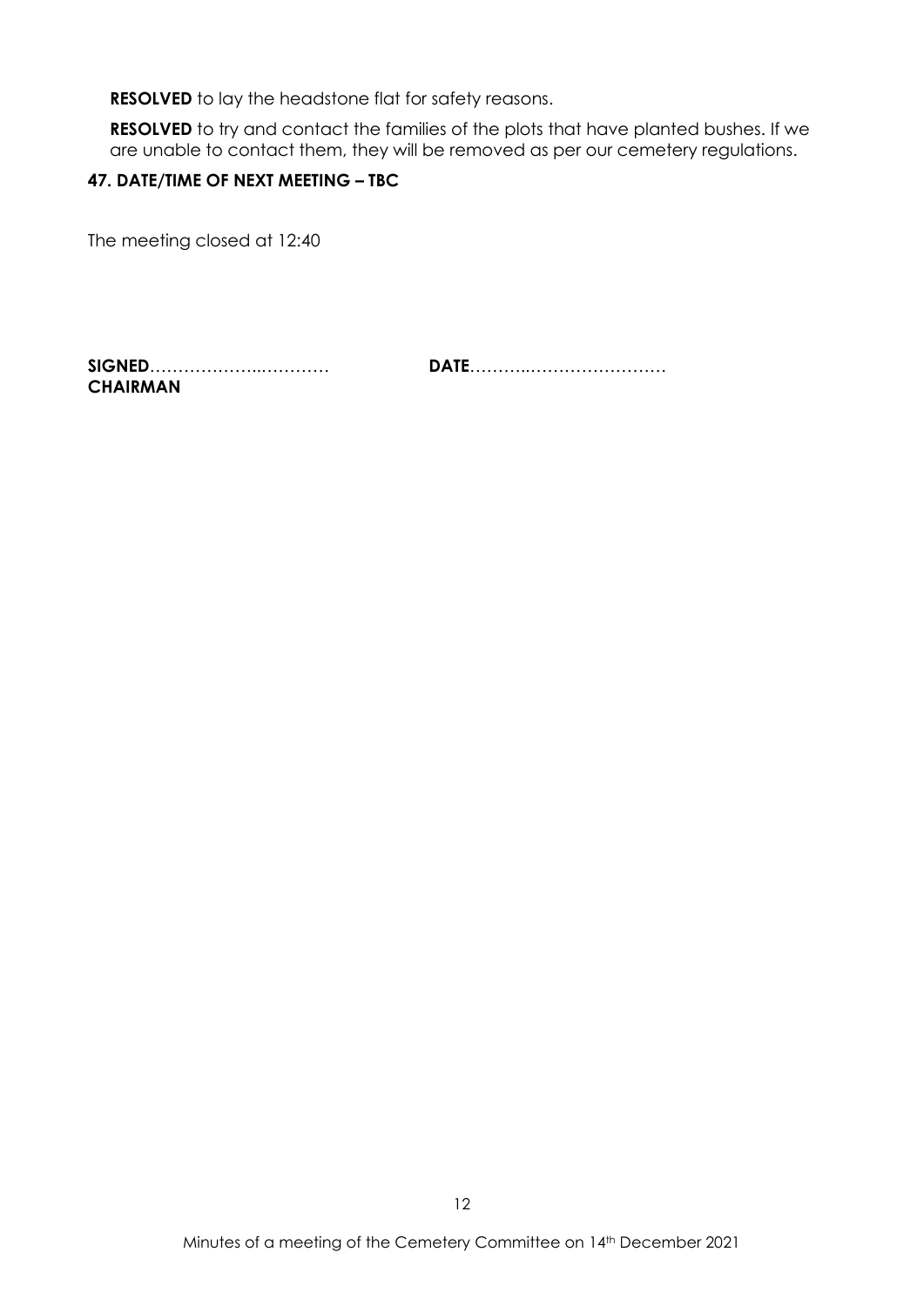**RESOLVED** to lay the headstone flat for safety reasons.

**RESOLVED** to try and contact the families of the plots that have planted bushes. If we are unable to contact them, they will be removed as per our cemetery regulations.

### 47. DATE/TIME OF NEXT MEETING – TBC

The meeting closed at 12:40

**SIGNED**……………….………… **DATE**……….……………………
**CHAIRMAN**